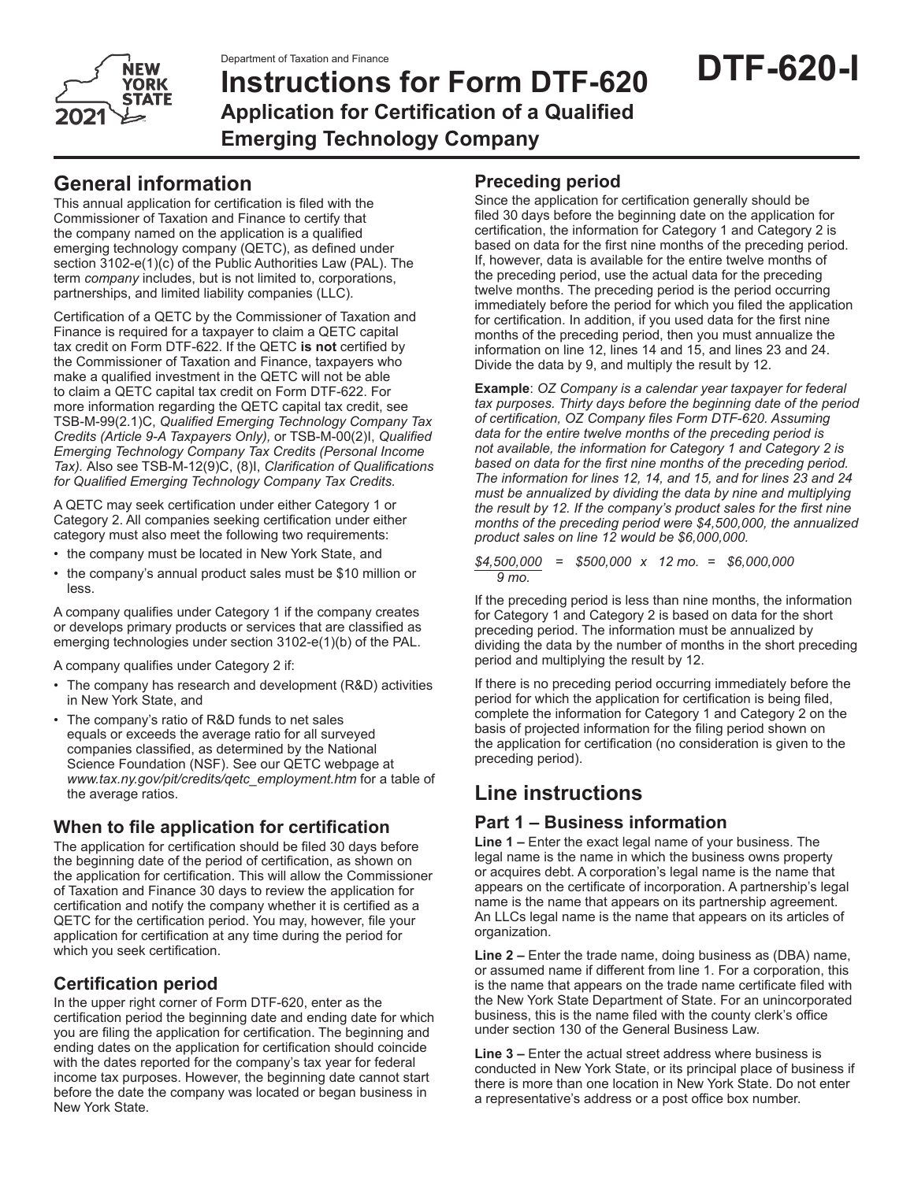Department of Taxation and Finance

# Instructions for Form DTF-620

## Application for Certification of a Qualified Emerging Technology Company

**DTF-620-I**

## General information

This annual application for certification is filed with the Commissioner of Taxation and Finance to certify that the company named on the application is a qualified emerging technology company (QETC), as defined under section 3102-e(1)(c) of the Public Authorities Law (PAL). The term *company* includes, but is not limited to, corporations, partnerships, and limited liability companies (LLC).

Certification of a QETC by the Commissioner of Taxation and Finance is required for a taxpayer to claim a QETC capital tax credit on Form DTF-622. If the QETC **is not** certified by the Commissioner of Taxation and Finance, taxpayers who make a qualified investment in the QETC will not be able to claim a QETC capital tax credit on Form DTF-622. For more information regarding the QETC capital tax credit, see TSB-M-99(2.1)C, *Qualified Emerging Technology Company Tax Credits (Article 9-A Taxpayers Only),* or TSB-M-00(2)I, *Qualified Emerging Technology Company Tax Credits (Personal Income Tax).* Also see TSB-M-12(9)C, (8)I, *Clarification of Qualifications for Qualified Emerging Technology Company Tax Credits.*

A QETC may seek certification under either Category 1 or Category 2. All companies seeking certification under either category must also meet the following two requirements:

- the company must be located in New York State, and
- the company's annual product sales must be $10 million or less.

A company qualifies under Category 1 if the company creates or develops primary products or services that are classified as emerging technologies under section 3102-e(1)(b) of the PAL.

A company qualifies under Category 2 if:

- The company has research and development (R&D) activities in New York State, and
- The company's ratio of R&D funds to net sales equals or exceeds the average ratio for all surveyed companies classified, as determined by the National Science Foundation (NSF). See our QETC webpage at *www.tax.ny.gov/pit/credits/qetc_employment.htm* for a table of the average ratios.

### When to file application for certification

The application for certification should be filed 30 days before the beginning date of the period of certification, as shown on the application for certification. This will allow the Commissioner of Taxation and Finance 30 days to review the application for certification and notify the company whether it is certified as a QETC for the certification period. You may, however, file your application for certification at any time during the period for which you seek certification.

### Certification period

In the upper right corner of Form DTF-620, enter as the certification period the beginning date and ending date for which you are filing the application for certification. The beginning and ending dates on the application for certification should coincide with the dates reported for the company's tax year for federal income tax purposes. However, the beginning date cannot start before the date the company was located or began business in New York State.

### Preceding period

Since the application for certification generally should be filed 30 days before the beginning date on the application for certification, the information for Category 1 and Category 2 is based on data for the first nine months of the preceding period. If, however, data is available for the entire twelve months of the preceding period, use the actual data for the preceding twelve months. The preceding period is the period occurring immediately before the period for which you filed the application for certification. In addition, if you used data for the first nine months of the preceding period, then you must annualize the information on line 12, lines 14 and 15, and lines 23 and 24. Divide the data by 9, and multiply the result by 12.

**Example**: *OZ Company is a calendar year taxpayer for federal tax purposes. Thirty days before the beginning date of the period of certification, OZ Company files Form DTF-620. Assuming data for the entire twelve months of the preceding period is not available, the information for Category 1 and Category 2 is based on data for the first nine months of the preceding period. The information for lines 12, 14, and 15, and for lines 23 and 24 must be annualized by dividing the data by nine and multiplying the result by 12. If the company's product sales for the first nine months of the preceding period were $4,500,000, the annualized product sales on line 12 would be $6,000,000.*

$$\frac{\$4{,}500{,}000}{9 \text{ mo.}} = \$500{,}000 \times 12 \text{ mo.} = \$6{,}000{,}000$$

If the preceding period is less than nine months, the information for Category 1 and Category 2 is based on data for the short preceding period. The information must be annualized by dividing the data by the number of months in the short preceding period and multiplying the result by 12.

If there is no preceding period occurring immediately before the period for which the application for certification is being filed, complete the information for Category 1 and Category 2 on the basis of projected information for the filing period shown on the application for certification (no consideration is given to the preceding period).

## Line instructions

### Part 1 – Business information

**Line 1 –** Enter the exact legal name of your business. The legal name is the name in which the business owns property or acquires debt. A corporation's legal name is the name that appears on the certificate of incorporation. A partnership's legal name is the name that appears on its partnership agreement. An LLCs legal name is the name that appears on its articles of organization.

**Line 2 –** Enter the trade name, doing business as (DBA) name, or assumed name if different from line 1. For a corporation, this is the name that appears on the trade name certificate filed with the New York State Department of State. For an unincorporated business, this is the name filed with the county clerk's office under section 130 of the General Business Law.

**Line 3 –** Enter the actual street address where business is conducted in New York State, or its principal place of business if there is more than one location in New York State. Do not enter a representative's address or a post office box number.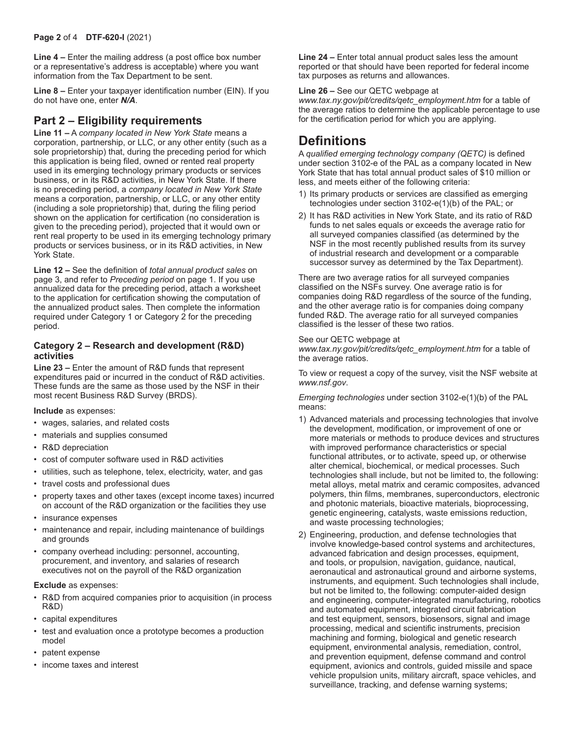**Line 4 –** Enter the mailing address (a post office box number or a representative's address is acceptable) where you want information from the Tax Department to be sent.

**Line 8 –** Enter your taxpayer identification number (EIN). If you do not have one, enter ***N/A***.

## Part 2 – Eligibility requirements

**Line 11 –** A *company located in New York State* means a corporation, partnership, or LLC, or any other entity (such as a sole proprietorship) that, during the preceding period for which this application is being filed, owned or rented real property used in its emerging technology primary products or services business, or in its R&D activities, in New York State. If there is no preceding period, a *company located in New York State* means a corporation, partnership, or LLC, or any other entity (including a sole proprietorship) that, during the filing period shown on the application for certification (no consideration is given to the preceding period), projected that it would own or rent real property to be used in its emerging technology primary products or services business, or in its R&D activities, in New York State.

**Line 12 –** See the definition of *total annual product sales* on page 3, and refer to *Preceding period* on page 1. If you use annualized data for the preceding period, attach a worksheet to the application for certification showing the computation of the annualized product sales. Then complete the information required under Category 1 or Category 2 for the preceding period.

### Category 2 – Research and development (R&D) activities

**Line 23 –** Enter the amount of R&D funds that represent expenditures paid or incurred in the conduct of R&D activities. These funds are the same as those used by the NSF in their most recent Business R&D Survey (BRDS).

**Include** as expenses:

- wages, salaries, and related costs
- materials and supplies consumed
- R&D depreciation
- cost of computer software used in R&D activities
- utilities, such as telephone, telex, electricity, water, and gas
- travel costs and professional dues
- property taxes and other taxes (except income taxes) incurred on account of the R&D organization or the facilities they use
- insurance expenses
- maintenance and repair, including maintenance of buildings and grounds
- company overhead including: personnel, accounting, procurement, and inventory, and salaries of research executives not on the payroll of the R&D organization

**Exclude** as expenses:

- R&D from acquired companies prior to acquisition (in process R&D)
- capital expenditures
- test and evaluation once a prototype becomes a production model
- patent expense
- income taxes and interest

**Line 24 –** Enter total annual product sales less the amount reported or that should have been reported for federal income tax purposes as returns and allowances.

**Line 26 –** See our QETC webpage at *www.tax.ny.gov/pit/credits/qetc_employment.htm* for a table of the average ratios to determine the applicable percentage to use for the certification period for which you are applying.

# Definitions

A *qualified emerging technology company (QETC)* is defined under section 3102-e of the PAL as a company located in New York State that has total annual product sales of $10 million or less, and meets either of the following criteria:

1) Its primary products or services are classified as emerging technologies under section 3102-e(1)(b) of the PAL; or
2) It has R&D activities in New York State, and its ratio of R&D funds to net sales equals or exceeds the average ratio for all surveyed companies classified (as determined by the NSF in the most recently published results from its survey of industrial research and development or a comparable successor survey as determined by the Tax Department).

There are two average ratios for all surveyed companies classified on the NSFs survey. One average ratio is for companies doing R&D regardless of the source of the funding, and the other average ratio is for companies doing company funded R&D. The average ratio for all surveyed companies classified is the lesser of these two ratios.

See our QETC webpage at *www.tax.ny.gov/pit/credits/qetc_employment.htm* for a table of the average ratios.

To view or request a copy of the survey, visit the NSF website at *www.nsf.gov*.

*Emerging technologies* under section 3102-e(1)(b) of the PAL means:

1) Advanced materials and processing technologies that involve the development, modification, or improvement of one or more materials or methods to produce devices and structures with improved performance characteristics or special functional attributes, or to activate, speed up, or otherwise alter chemical, biochemical, or medical processes. Such technologies shall include, but not be limited to, the following: metal alloys, metal matrix and ceramic composites, advanced polymers, thin films, membranes, superconductors, electronic and photonic materials, bioactive materials, bioprocessing, genetic engineering, catalysts, waste emissions reduction, and waste processing technologies;
2) Engineering, production, and defense technologies that involve knowledge-based control systems and architectures, advanced fabrication and design processes, equipment, and tools, or propulsion, navigation, guidance, nautical, aeronautical and astronautical ground and airborne systems, instruments, and equipment. Such technologies shall include, but not be limited to, the following: computer-aided design and engineering, computer-integrated manufacturing, robotics and automated equipment, integrated circuit fabrication and test equipment, sensors, biosensors, signal and image processing, medical and scientific instruments, precision machining and forming, biological and genetic research equipment, environmental analysis, remediation, control, and prevention equipment, defense command and control equipment, avionics and controls, guided missile and space vehicle propulsion units, military aircraft, space vehicles, and surveillance, tracking, and defense warning systems;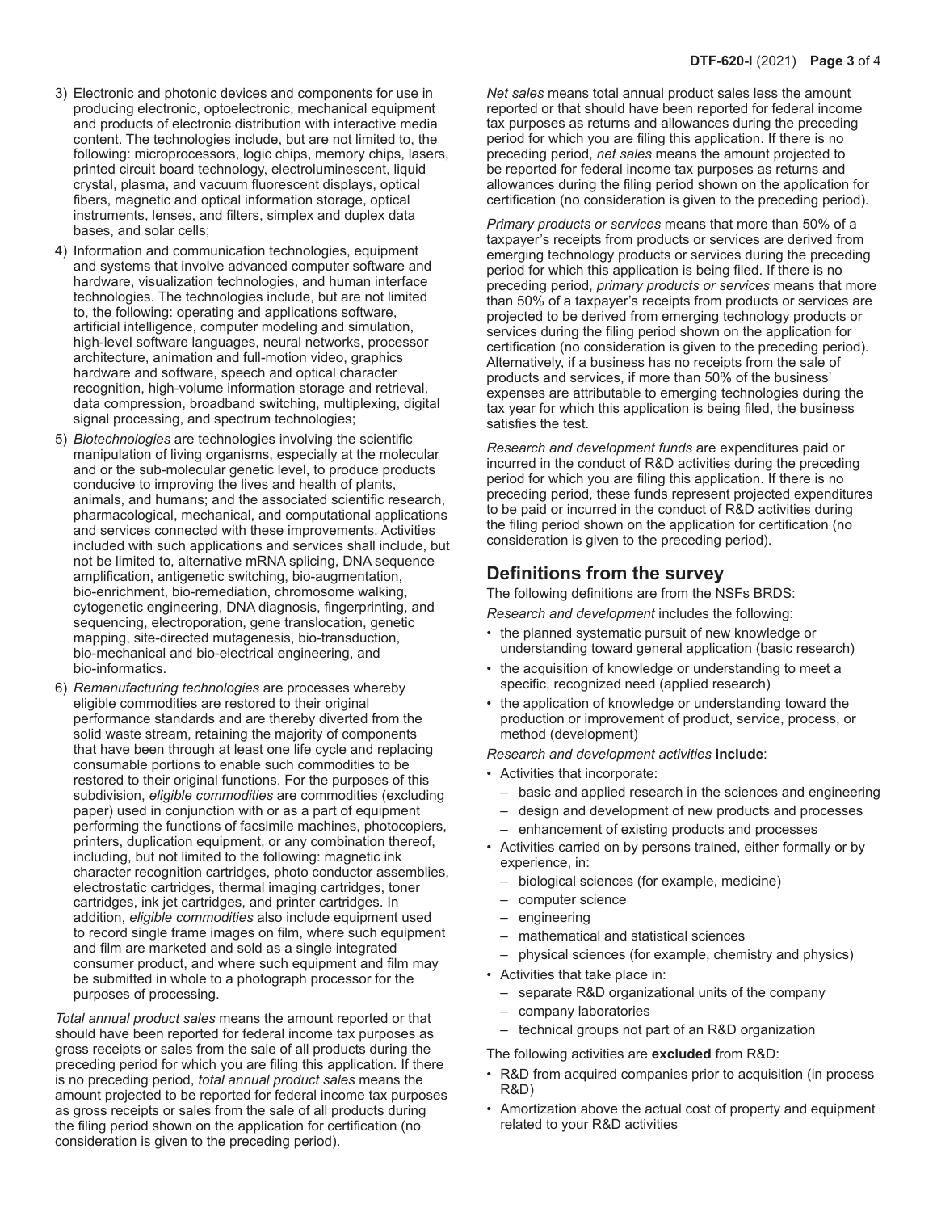3) Electronic and photonic devices and components for use in producing electronic, optoelectronic, mechanical equipment and products of electronic distribution with interactive media content. The technologies include, but are not limited to, the following: microprocessors, logic chips, memory chips, lasers, printed circuit board technology, electroluminescent, liquid crystal, plasma, and vacuum fluorescent displays, optical fibers, magnetic and optical information storage, optical instruments, lenses, and filters, simplex and duplex data bases, and solar cells;

4) Information and communication technologies, equipment and systems that involve advanced computer software and hardware, visualization technologies, and human interface technologies. The technologies include, but are not limited to, the following: operating and applications software, artificial intelligence, computer modeling and simulation, high-level software languages, neural networks, processor architecture, animation and full-motion video, graphics hardware and software, speech and optical character recognition, high-volume information storage and retrieval, data compression, broadband switching, multiplexing, digital signal processing, and spectrum technologies;

5) *Biotechnologies* are technologies involving the scientific manipulation of living organisms, especially at the molecular and or the sub-molecular genetic level, to produce products conducive to improving the lives and health of plants, animals, and humans; and the associated scientific research, pharmacological, mechanical, and computational applications and services connected with these improvements. Activities included with such applications and services shall include, but not be limited to, alternative mRNA splicing, DNA sequence amplification, antigenetic switching, bio-augmentation, bio-enrichment, bio-remediation, chromosome walking, cytogenetic engineering, DNA diagnosis, fingerprinting, and sequencing, electroporation, gene translocation, genetic mapping, site-directed mutagenesis, bio-transduction, bio-mechanical and bio-electrical engineering, and bio-informatics.

6) *Remanufacturing technologies* are processes whereby eligible commodities are restored to their original performance standards and are thereby diverted from the solid waste stream, retaining the majority of components that have been through at least one life cycle and replacing consumable portions to enable such commodities to be restored to their original functions. For the purposes of this subdivision, *eligible commodities* are commodities (excluding paper) used in conjunction with or as a part of equipment performing the functions of facsimile machines, photocopiers, printers, duplication equipment, or any combination thereof, including, but not limited to the following: magnetic ink character recognition cartridges, photo conductor assemblies, electrostatic cartridges, thermal imaging cartridges, toner cartridges, ink jet cartridges, and printer cartridges. In addition, *eligible commodities* also include equipment used to record single frame images on film, where such equipment and film are marketed and sold as a single integrated consumer product, and where such equipment and film may be submitted in whole to a photograph processor for the purposes of processing.

*Total annual product sales* means the amount reported or that should have been reported for federal income tax purposes as gross receipts or sales from the sale of all products during the preceding period for which you are filing this application. If there is no preceding period, *total annual product sales* means the amount projected to be reported for federal income tax purposes as gross receipts or sales from the sale of all products during the filing period shown on the application for certification (no consideration is given to the preceding period).

*Net sales* means total annual product sales less the amount reported or that should have been reported for federal income tax purposes as returns and allowances during the preceding period for which you are filing this application. If there is no preceding period, *net sales* means the amount projected to be reported for federal income tax purposes as returns and allowances during the filing period shown on the application for certification (no consideration is given to the preceding period).

*Primary products or services* means that more than 50% of a taxpayer's receipts from products or services are derived from emerging technology products or services during the preceding period for which this application is being filed. If there is no preceding period, *primary products or services* means that more than 50% of a taxpayer's receipts from products or services are projected to be derived from emerging technology products or services during the filing period shown on the application for certification (no consideration is given to the preceding period). Alternatively, if a business has no receipts from the sale of products and services, if more than 50% of the business' expenses are attributable to emerging technologies during the tax year for which this application is being filed, the business satisfies the test.

*Research and development funds* are expenditures paid or incurred in the conduct of R&D activities during the preceding period for which you are filing this application. If there is no preceding period, these funds represent projected expenditures to be paid or incurred in the conduct of R&D activities during the filing period shown on the application for certification (no consideration is given to the preceding period).

## Definitions from the survey

The following definitions are from the NSFs BRDS:

*Research and development* includes the following:

- the planned systematic pursuit of new knowledge or understanding toward general application (basic research)
- the acquisition of knowledge or understanding to meet a specific, recognized need (applied research)
- the application of knowledge or understanding toward the production or improvement of product, service, process, or method (development)

*Research and development activities* **include**:

- Activities that incorporate:
  - basic and applied research in the sciences and engineering
  - design and development of new products and processes
  - enhancement of existing products and processes
- Activities carried on by persons trained, either formally or by experience, in:
  - biological sciences (for example, medicine)
  - computer science
  - engineering
  - mathematical and statistical sciences
  - physical sciences (for example, chemistry and physics)
- Activities that take place in:
  - separate R&D organizational units of the company
  - company laboratories
  - technical groups not part of an R&D organization

The following activities are **excluded** from R&D:

- R&D from acquired companies prior to acquisition (in process R&D)
- Amortization above the actual cost of property and equipment related to your R&D activities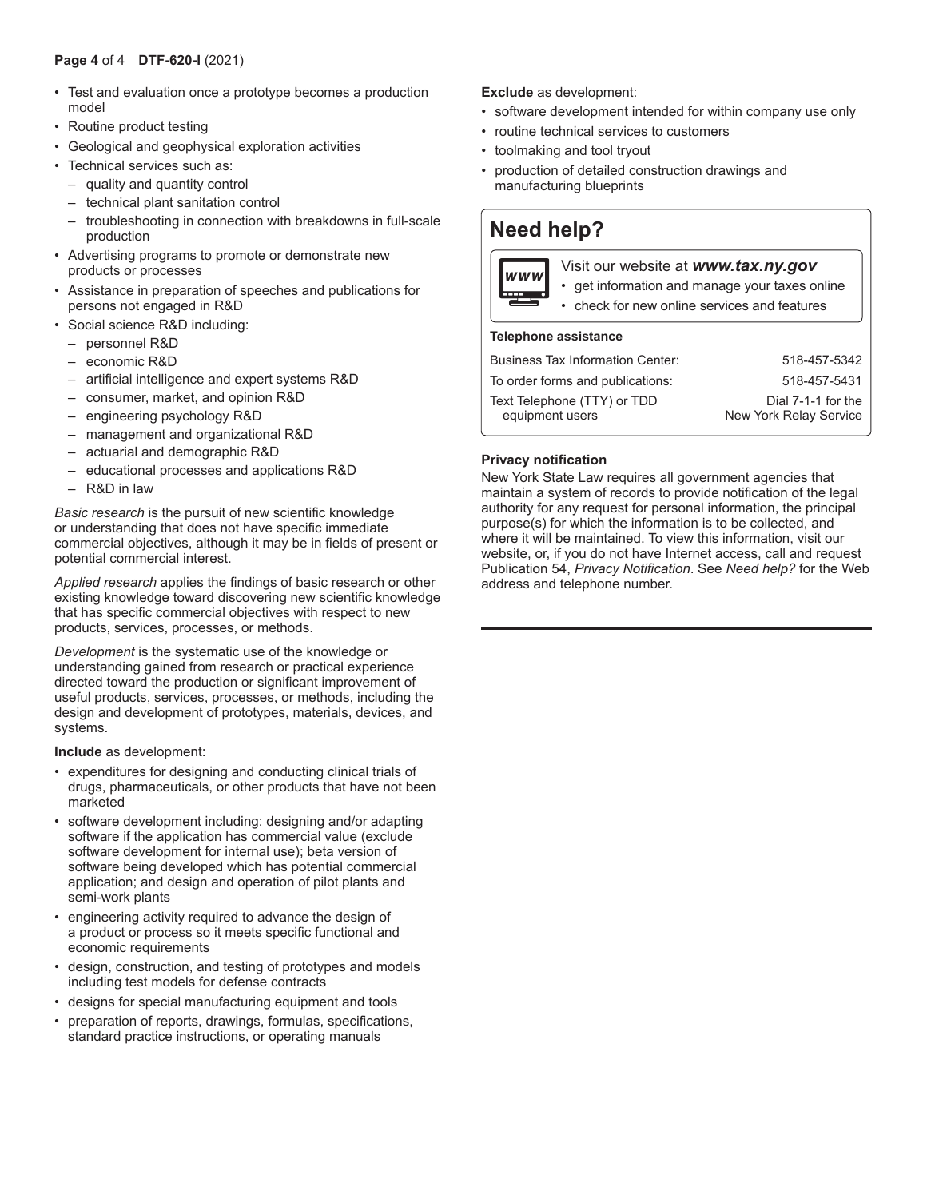- Test and evaluation once a prototype becomes a production model
- Routine product testing
- Geological and geophysical exploration activities
- Technical services such as:
  - quality and quantity control
  - technical plant sanitation control
  - troubleshooting in connection with breakdowns in full-scale production
- Advertising programs to promote or demonstrate new products or processes
- Assistance in preparation of speeches and publications for persons not engaged in R&D
- Social science R&D including:
  - personnel R&D
  - economic R&D
  - artificial intelligence and expert systems R&D
  - consumer, market, and opinion R&D
  - engineering psychology R&D
  - management and organizational R&D
  - actuarial and demographic R&D
  - educational processes and applications R&D
  - R&D in law

*Basic research* is the pursuit of new scientific knowledge or understanding that does not have specific immediate commercial objectives, although it may be in fields of present or potential commercial interest.

*Applied research* applies the findings of basic research or other existing knowledge toward discovering new scientific knowledge that has specific commercial objectives with respect to new products, services, processes, or methods.

*Development* is the systematic use of the knowledge or understanding gained from research or practical experience directed toward the production or significant improvement of useful products, services, processes, or methods, including the design and development of prototypes, materials, devices, and systems.

**Include** as development:

- expenditures for designing and conducting clinical trials of drugs, pharmaceuticals, or other products that have not been marketed
- software development including: designing and/or adapting software if the application has commercial value (exclude software development for internal use); beta version of software being developed which has potential commercial application; and design and operation of pilot plants and semi-work plants
- engineering activity required to advance the design of a product or process so it meets specific functional and economic requirements
- design, construction, and testing of prototypes and models including test models for defense contracts
- designs for special manufacturing equipment and tools
- preparation of reports, drawings, formulas, specifications, standard practice instructions, or operating manuals

**Exclude** as development:

- software development intended for within company use only
- routine technical services to customers
- toolmaking and tool tryout
- production of detailed construction drawings and manufacturing blueprints

## Need help?

Visit our website at ***www.tax.ny.gov***

- get information and manage your taxes online
- check for new online services and features

**Telephone assistance**

| | |
|---|---|
| Business Tax Information Center: | 518-457-5342 |
| To order forms and publications: | 518-457-5431 |
| Text Telephone (TTY) or TDD equipment users | Dial 7-1-1 for the New York Relay Service |

**Privacy notification**

New York State Law requires all government agencies that maintain a system of records to provide notification of the legal authority for any request for personal information, the principal purpose(s) for which the information is to be collected, and where it will be maintained. To view this information, visit our website, or, if you do not have Internet access, call and request Publication 54, *Privacy Notification*. See *Need help?* for the Web address and telephone number.